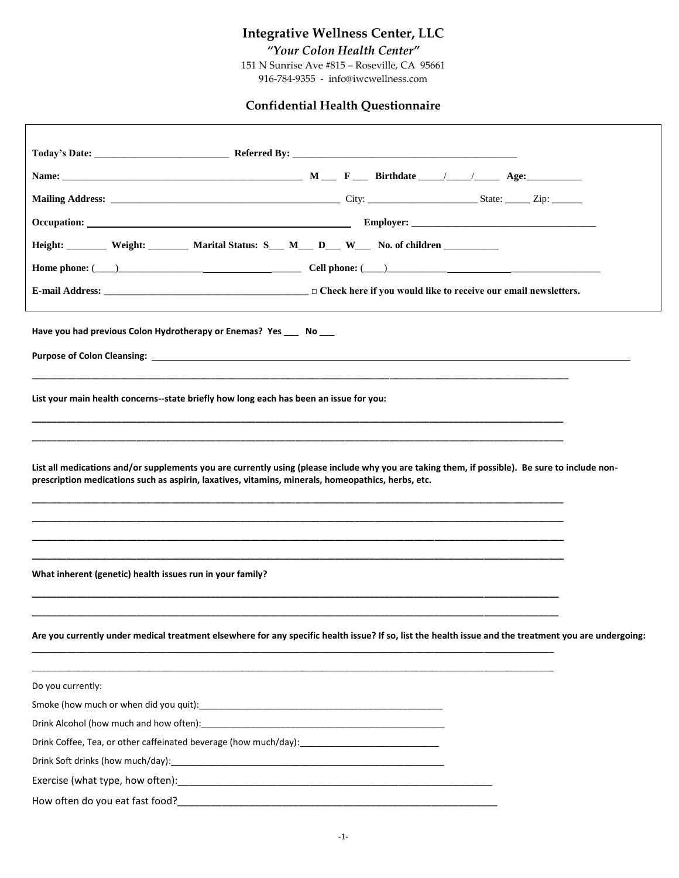# Integrative Wellness Center, LLC

*"Your Colon Health Center"*

151 N Sunrise Ave #815 – Roseville, CA 95661

916-784-9355 - info@iwcwellness.com

## Confidential Health Questionnaire

**Today's Date:** ___________________________ **Referred By:** _____________________________________________

**Name:** ______________________________________________ **M** ___ **F** ___ **Birthdate** _____/_____/_____ **Age:**___________

**Mailing Address:** _____________________________________________ City: ______________________ State: _____ Zip: ______

**Occupation:** ___________________________________________ **Employer:** ____________________________________

**Height:** ________ **Weight:** ________ **Marital Status: S**___ **M**___ **D**___ **W**___ **No. of children** ___________

**Home phone:** (____)______________________________ **Cell phone:** (____)______________________________

**E-mail Address:** _________________________________________ □ **Check here if you would like to receive our email newsletters.**

**Have you had previous Colon Hydrotherapy or Enemas? Yes ___ No ___**

**Purpose of Colon Cleansing:** ___________________________________________________________________________

_____________________________________________________________________________________________

**List your main health concerns--state briefly how long each has been an issue for you:**

_____________________________________________________________________________________________

_____________________________________________________________________________________________

**List all medications and/or supplements you are currently using (please include why you are taking them, if possible). Be sure to include non-prescription medications such as aspirin, laxatives, vitamins, minerals, homeopathics, herbs, etc.**

_____________________________________________________________________________________________

_____________________________________________________________________________________________

_____________________________________________________________________________________________

_____________________________________________________________________________________________

**What inherent (genetic) health issues run in your family?**

_____________________________________________________________________________________________

_____________________________________________________________________________________________

**Are you currently under medical treatment elsewhere for any specific health issue? If so, list the health issue and the treatment you are undergoing:**

_____________________________________________________________________________________________

_____________________________________________________________________________________________

Do you currently:

Smoke (how much or when did you quit):___________________________________________________

Drink Alcohol (how much and how often):__________________________________________________

Drink Coffee, Tea, or other caffeinated beverage (how much/day):____________________________

Drink Soft drinks (how much/day):_________________________________________________________

Exercise (what type, how often):___________________________________________________________

How often do you eat fast food?___________________________________________________________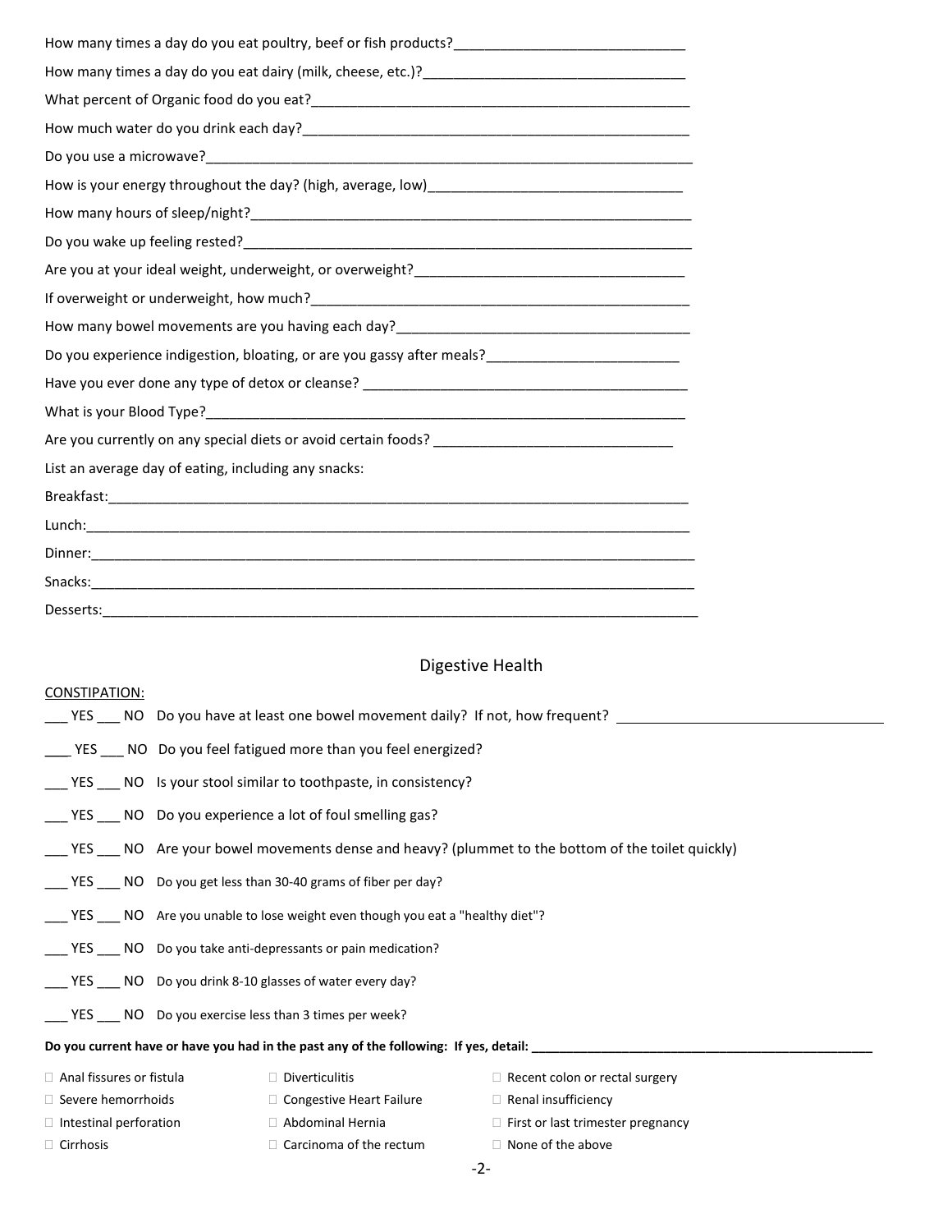How many times a day do you eat poultry, beef or fish products?______________________________

How many times a day do you eat dairy (milk, cheese, etc.)?__________________________________

What percent of Organic food do you eat?___________________________________________________

How much water do you drink each day?____________________________________________________

Do you use a microwave?________________________________________________________________

How is your energy throughout the day? (high, average, low)_________________________________

How many hours of sleep/night?__________________________________________________________

Do you wake up feeling rested?__________________________________________________________

Are you at your ideal weight, underweight, or overweight?___________________________________

If overweight or underweight, how much?__________________________________________________

How many bowel movements are you having each day?______________________________________

Do you experience indigestion, bloating, or are you gassy after meals?_________________________

Have you ever done any type of detox or cleanse? __________________________________________

What is your Blood Type?_______________________________________________________________

Are you currently on any special diets or avoid certain foods? ______________________________

List an average day of eating, including any snacks:

Breakfast:___________________________________________________________________________

Lunch:______________________________________________________________________________

Dinner:_____________________________________________________________________________

Snacks:_____________________________________________________________________________

Desserts:____________________________________________________________________________

## Digestive Health

CONSTIPATION:

___ YES ___ NO Do you have at least one bowel movement daily? If not, how frequent? ___________________________________

___ YES ___ NO Do you feel fatigued more than you feel energized?

___ YES ___ NO Is your stool similar to toothpaste, in consistency?

___ YES ___ NO Do you experience a lot of foul smelling gas?

___ YES ___ NO Are your bowel movements dense and heavy? (plummet to the bottom of the toilet quickly)

___ YES ___ NO Do you get less than 30-40 grams of fiber per day?

___ YES ___ NO Are you unable to lose weight even though you eat a "healthy diet"?

___ YES ___ NO Do you take anti-depressants or pain medication?

___ YES ___ NO Do you drink 8-10 glasses of water every day?

___ YES ___ NO Do you exercise less than 3 times per week?

**Do you current have or have you had in the past any of the following: If yes, detail: ___________________________________________________**

- ☐ Anal fissures or fistula
- ☐ Severe hemorrhoids
- ☐ Intestinal perforation
- ☐ Cirrhosis
- ☐ Diverticulitis
- ☐ Congestive Heart Failure
- ☐ Abdominal Hernia
- ☐ Carcinoma of the rectum
- ☐ Recent colon or rectal surgery
- ☐ Renal insufficiency
- ☐ First or last trimester pregnancy
- ☐ None of the above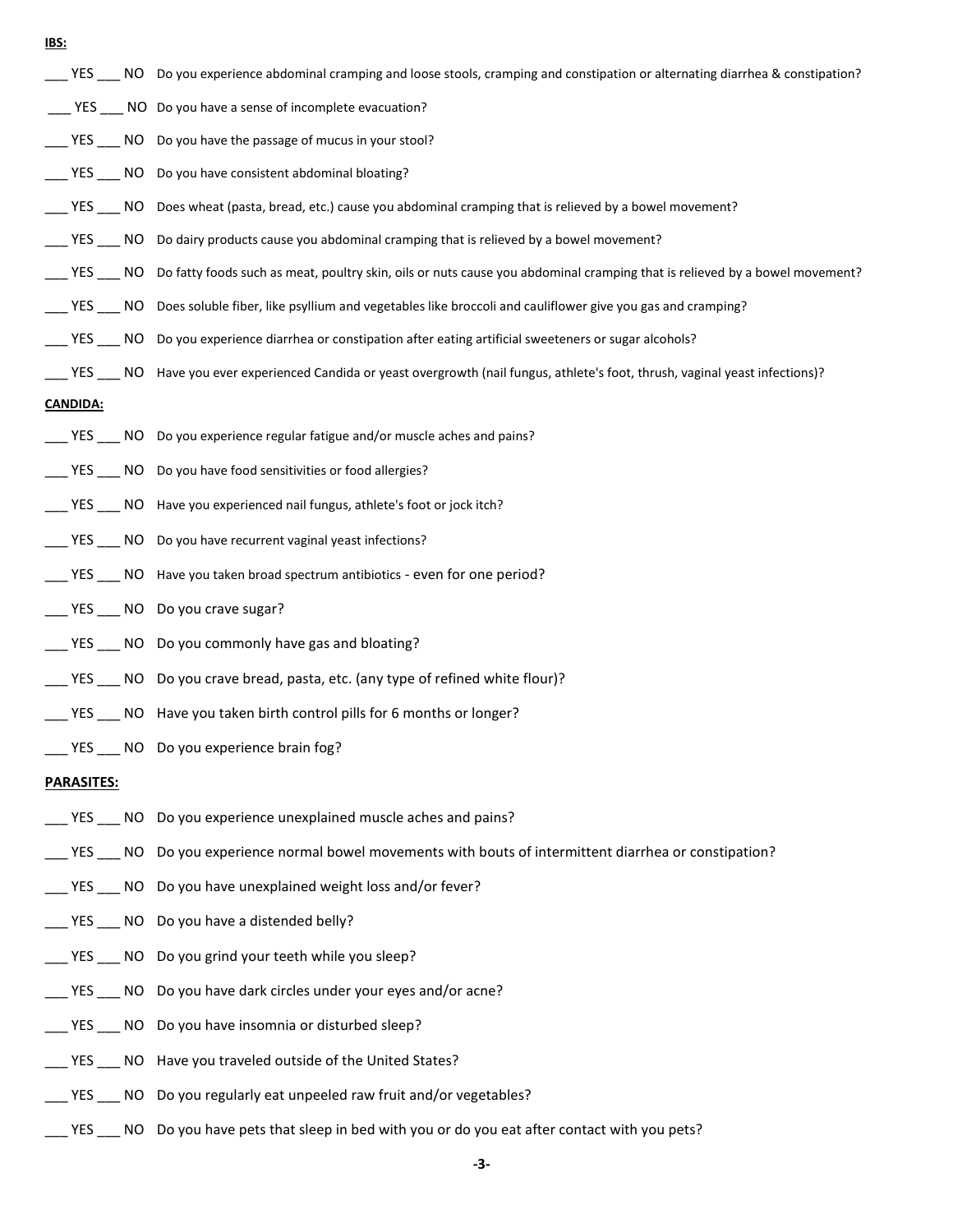**IBS:**

___ YES ___ NO Do you experience abdominal cramping and loose stools, cramping and constipation or alternating diarrhea & constipation?

___ YES ___ NO Do you have a sense of incomplete evacuation?

___ YES ___ NO Do you have the passage of mucus in your stool?

___ YES ___ NO Do you have consistent abdominal bloating?

___ YES ___ NO Does wheat (pasta, bread, etc.) cause you abdominal cramping that is relieved by a bowel movement?

___ YES ___ NO Do dairy products cause you abdominal cramping that is relieved by a bowel movement?

___ YES ___ NO Do fatty foods such as meat, poultry skin, oils or nuts cause you abdominal cramping that is relieved by a bowel movement?

___ YES ___ NO Does soluble fiber, like psyllium and vegetables like broccoli and cauliflower give you gas and cramping?

___ YES ___ NO Do you experience diarrhea or constipation after eating artificial sweeteners or sugar alcohols?

___ YES ___ NO Have you ever experienced Candida or yeast overgrowth (nail fungus, athlete's foot, thrush, vaginal yeast infections)?

**CANDIDA:**

___ YES ___ NO Do you experience regular fatigue and/or muscle aches and pains?

___ YES ___ NO Do you have food sensitivities or food allergies?

___ YES ___ NO Have you experienced nail fungus, athlete's foot or jock itch?

___ YES ___ NO Do you have recurrent vaginal yeast infections?

___ YES ___ NO Have you taken broad spectrum antibiotics - even for one period?

___ YES ___ NO Do you crave sugar?

___ YES ___ NO Do you commonly have gas and bloating?

___ YES ___ NO Do you crave bread, pasta, etc. (any type of refined white flour)?

___ YES ___ NO Have you taken birth control pills for 6 months or longer?

___ YES ___ NO Do you experience brain fog?

**PARASITES:**

___ YES ___ NO Do you experience unexplained muscle aches and pains?

___ YES ___ NO Do you experience normal bowel movements with bouts of intermittent diarrhea or constipation?

___ YES ___ NO Do you have unexplained weight loss and/or fever?

___ YES ___ NO Do you have a distended belly?

___ YES ___ NO Do you grind your teeth while you sleep?

___ YES ___ NO Do you have dark circles under your eyes and/or acne?

___ YES ___ NO Do you have insomnia or disturbed sleep?

___ YES ___ NO Have you traveled outside of the United States?

___ YES ___ NO Do you regularly eat unpeeled raw fruit and/or vegetables?

___ YES ___ NO Do you have pets that sleep in bed with you or do you eat after contact with you pets?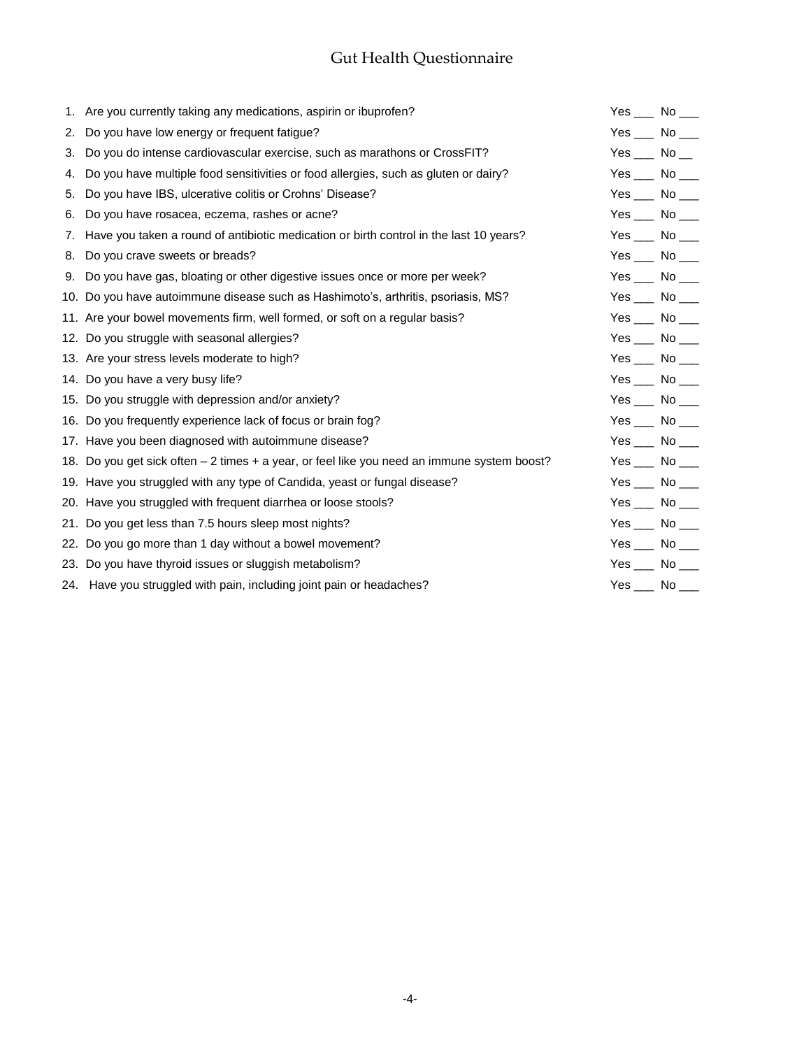# Gut Health Questionnaire

1. Are you currently taking any medications, aspirin or ibuprofen? Yes ___ No ___
2. Do you have low energy or frequent fatigue? Yes ___ No ___
3. Do you do intense cardiovascular exercise, such as marathons or CrossFIT? Yes ___ No __
4. Do you have multiple food sensitivities or food allergies, such as gluten or dairy? Yes ___ No ___
5. Do you have IBS, ulcerative colitis or Crohns' Disease? Yes ___ No ___
6. Do you have rosacea, eczema, rashes or acne? Yes ___ No ___
7. Have you taken a round of antibiotic medication or birth control in the last 10 years? Yes ___ No ___
8. Do you crave sweets or breads? Yes ___ No ___
9. Do you have gas, bloating or other digestive issues once or more per week? Yes ___ No ___
10. Do you have autoimmune disease such as Hashimoto's, arthritis, psoriasis, MS? Yes ___ No ___
11. Are your bowel movements firm, well formed, or soft on a regular basis? Yes ___ No ___
12. Do you struggle with seasonal allergies? Yes ___ No ___
13. Are your stress levels moderate to high? Yes ___ No ___
14. Do you have a very busy life? Yes ___ No ___
15. Do you struggle with depression and/or anxiety? Yes ___ No ___
16. Do you frequently experience lack of focus or brain fog? Yes ___ No ___
17. Have you been diagnosed with autoimmune disease? Yes ___ No ___
18. Do you get sick often – 2 times + a year, or feel like you need an immune system boost? Yes ___ No ___
19. Have you struggled with any type of Candida, yeast or fungal disease? Yes ___ No ___
20. Have you struggled with frequent diarrhea or loose stools? Yes ___ No ___
21. Do you get less than 7.5 hours sleep most nights? Yes ___ No ___
22. Do you go more than 1 day without a bowel movement? Yes ___ No ___
23. Do you have thyroid issues or sluggish metabolism? Yes ___ No ___
24. Have you struggled with pain, including joint pain or headaches? Yes ___ No ___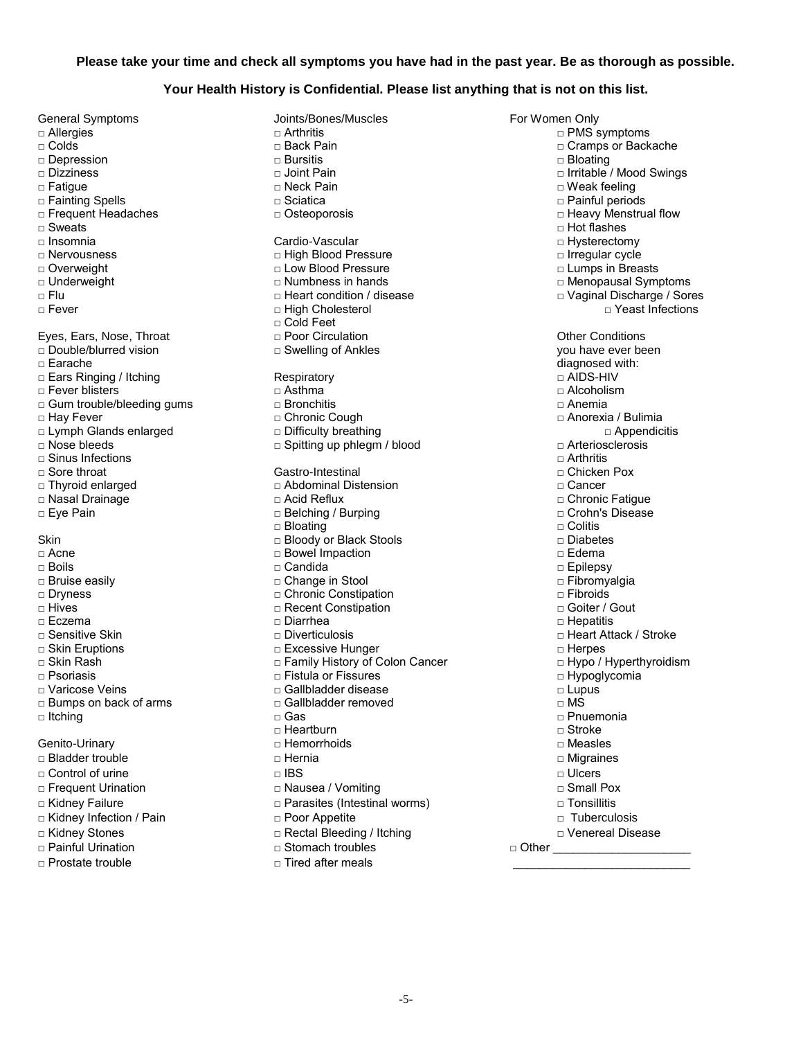**Please take your time and check all symptoms you have had in the past year. Be as thorough as possible.**

**Your Health History is Confidential. Please list anything that is not on this list.**

General Symptoms

- □ Allergies
- □ Colds
- □ Depression
- □ Dizziness
- □ Fatigue
- □ Fainting Spells
- □ Frequent Headaches
- □ Sweats
- □ Insomnia
- □ Nervousness
- □ Overweight
- □ Underweight
- □ Flu
- □ Fever

Eyes, Ears, Nose, Throat

- □ Double/blurred vision
- □ Earache
- □ Ears Ringing / Itching
- □ Fever blisters
- □ Gum trouble/bleeding gums
- □ Hay Fever
- □ Lymph Glands enlarged
- □ Nose bleeds
- □ Sinus Infections
- □ Sore throat
- □ Thyroid enlarged
- □ Nasal Drainage
- □ Eye Pain

Skin

- □ Acne
- □ Boils
- □ Bruise easily
- □ Dryness
- □ Hives
- □ Eczema
- □ Sensitive Skin
- □ Skin Eruptions
- □ Skin Rash
- □ Psoriasis
- □ Varicose Veins
- □ Bumps on back of arms
- □ Itching

Genito-Urinary

- □ Bladder trouble
- □ Control of urine
- □ Frequent Urination
- □ Kidney Failure
- □ Kidney Infection / Pain
- □ Kidney Stones
- □ Painful Urination
- □ Prostate trouble

Joints/Bones/Muscles

- □ Arthritis
- □ Back Pain
- □ Bursitis
- □ Joint Pain
- □ Neck Pain
- □ Sciatica
- □ Osteoporosis

Cardio-Vascular

- □ High Blood Pressure
- □ Low Blood Pressure
- □ Numbness in hands
- □ Heart condition / disease
- □ High Cholesterol
- □ Cold Feet
- □ Poor Circulation
- □ Swelling of Ankles

Respiratory

- □ Asthma
- □ Bronchitis
- □ Chronic Cough
- □ Difficulty breathing
- □ Spitting up phlegm / blood

Gastro-Intestinal

- □ Abdominal Distension
- □ Acid Reflux
- □ Belching / Burping
- □ Bloating
- □ Bloody or Black Stools
- □ Bowel Impaction
- □ Candida
- □ Change in Stool
- □ Chronic Constipation
- □ Recent Constipation
- □ Diarrhea
- □ Diverticulosis
- □ Excessive Hunger
- □ Family History of Colon Cancer
- □ Fistula or Fissures
- □ Gallbladder disease
- □ Gallbladder removed
- □ Gas
- □ Heartburn
- □ Hemorrhoids
- □ Hernia
- □ IBS
- □ Nausea / Vomiting
- □ Parasites (Intestinal worms)
- □ Poor Appetite
- □ Rectal Bleeding / Itching
- □ Stomach troubles
- □ Tired after meals

For Women Only

- □ PMS symptoms
- □ Cramps or Backache
- □ Bloating
- □ Irritable / Mood Swings
- □ Weak feeling
- □ Painful periods
- □ Heavy Menstrual flow
- □ Hot flashes
- □ Hysterectomy
- □ Irregular cycle
- □ Lumps in Breasts
- □ Menopausal Symptoms
- □ Vaginal Discharge / Sores
- □ Yeast Infections

Other Conditions you have ever been diagnosed with:

- □ AIDS-HIV
- □ Alcoholism
- □ Anemia
- □ Anorexia / Bulimia
- □ Appendicitis
- □ Arteriosclerosis
- □ Arthritis
- □ Chicken Pox
- □ Cancer
- □ Chronic Fatigue
- □ Crohn's Disease
- □ Colitis
- □ Diabetes
- □ Edema
- □ Epilepsy
- □ Fibromyalgia
- □ Fibroids
- □ Goiter / Gout
- □ Hepatitis
- □ Heart Attack / Stroke
- □ Herpes
- □ Hypo / Hyperthyroidism
- □ Hypoglycomia
- □ Lupus
- □ MS
- □ Pnuemonia
- □ Stroke
- □ Measles
- □ Migraines
- □ Ulcers
- □ Small Pox
- □ Tonsillitis
- □ Tuberculosis
- □ Venereal Disease

□ Other ____________________

__________________________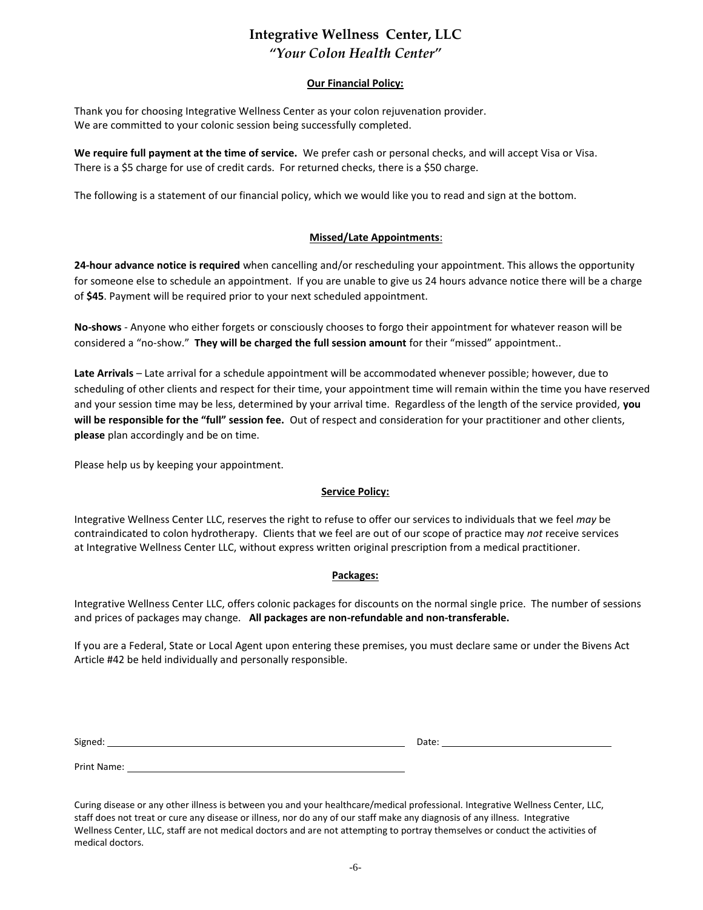# Integrative Wellness Center, LLC

*"Your Colon Health Center"*

## Our Financial Policy:

Thank you for choosing Integrative Wellness Center as your colon rejuvenation provider.
We are committed to your colonic session being successfully completed.

**We require full payment at the time of service.** We prefer cash or personal checks, and will accept Visa or Visa. There is a $5 charge for use of credit cards. For returned checks, there is a $50 charge.

The following is a statement of our financial policy, which we would like you to read and sign at the bottom.

## Missed/Late Appointments:

**24-hour advance notice is required** when cancelling and/or rescheduling your appointment. This allows the opportunity for someone else to schedule an appointment. If you are unable to give us 24 hours advance notice there will be a charge of **$45**. Payment will be required prior to your next scheduled appointment.

**No-shows** - Anyone who either forgets or consciously chooses to forgo their appointment for whatever reason will be considered a "no-show." **They will be charged the full session amount** for their "missed" appointment..

**Late Arrivals** – Late arrival for a schedule appointment will be accommodated whenever possible; however, due to scheduling of other clients and respect for their time, your appointment time will remain within the time you have reserved and your session time may be less, determined by your arrival time. Regardless of the length of the service provided, **you will be responsible for the "full" session fee.** Out of respect and consideration for your practitioner and other clients, **please** plan accordingly and be on time.

Please help us by keeping your appointment.

## Service Policy:

Integrative Wellness Center LLC, reserves the right to refuse to offer our services to individuals that we feel *may* be contraindicated to colon hydrotherapy. Clients that we feel are out of our scope of practice may *not* receive services at Integrative Wellness Center LLC, without express written original prescription from a medical practitioner.

## Packages:

Integrative Wellness Center LLC, offers colonic packages for discounts on the normal single price. The number of sessions and prices of packages may change. **All packages are non-refundable and non-transferable.**

If you are a Federal, State or Local Agent upon entering these premises, you must declare same or under the Bivens Act Article #42 be held individually and personally responsible.

Signed: ______________________________ Date: ____________________

Print Name: ______________________________

Curing disease or any other illness is between you and your healthcare/medical professional. Integrative Wellness Center, LLC, staff does not treat or cure any disease or illness, nor do any of our staff make any diagnosis of any illness. Integrative Wellness Center, LLC, staff are not medical doctors and are not attempting to portray themselves or conduct the activities of medical doctors.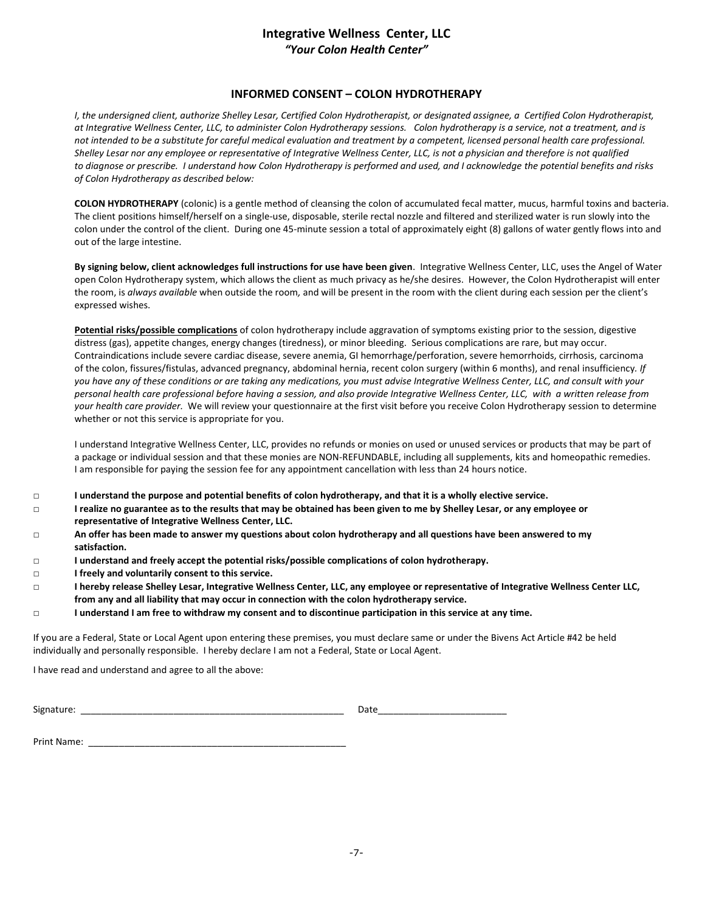# Integrative Wellness Center, LLC

***"Your Colon Health Center"***

## INFORMED CONSENT – COLON HYDROTHERAPY

*I, the undersigned client, authorize Shelley Lesar, Certified Colon Hydrotherapist, or designated assignee, a Certified Colon Hydrotherapist, at Integrative Wellness Center, LLC, to administer Colon Hydrotherapy sessions. Colon hydrotherapy is a service, not a treatment, and is not intended to be a substitute for careful medical evaluation and treatment by a competent, licensed personal health care professional. Shelley Lesar nor any employee or representative of Integrative Wellness Center, LLC, is not a physician and therefore is not qualified to diagnose or prescribe. I understand how Colon Hydrotherapy is performed and used, and I acknowledge the potential benefits and risks of Colon Hydrotherapy as described below:*

**COLON HYDROTHERAPY** (colonic) is a gentle method of cleansing the colon of accumulated fecal matter, mucus, harmful toxins and bacteria. The client positions himself/herself on a single-use, disposable, sterile rectal nozzle and filtered and sterilized water is run slowly into the colon under the control of the client. During one 45-minute session a total of approximately eight (8) gallons of water gently flows into and out of the large intestine.

**By signing below, client acknowledges full instructions for use have been given**. Integrative Wellness Center, LLC, uses the Angel of Water open Colon Hydrotherapy system, which allows the client as much privacy as he/she desires. However, the Colon Hydrotherapist will enter the room, is *always available* when outside the room, and will be present in the room with the client during each session per the client's expressed wishes.

**Potential risks/possible complications** of colon hydrotherapy include aggravation of symptoms existing prior to the session, digestive distress (gas), appetite changes, energy changes (tiredness), or minor bleeding. Serious complications are rare, but may occur. Contraindications include severe cardiac disease, severe anemia, GI hemorrhage/perforation, severe hemorrhoids, cirrhosis, carcinoma of the colon, fissures/fistulas, advanced pregnancy, abdominal hernia, recent colon surgery (within 6 months), and renal insufficiency. *If you have any of these conditions or are taking any medications, you must advise Integrative Wellness Center, LLC, and consult with your personal health care professional before having a session, and also provide Integrative Wellness Center, LLC, with a written release from your health care provider.* We will review your questionnaire at the first visit before you receive Colon Hydrotherapy session to determine whether or not this service is appropriate for you.

I understand Integrative Wellness Center, LLC, provides no refunds or monies on used or unused services or products that may be part of a package or individual session and that these monies are NON-REFUNDABLE, including all supplements, kits and homeopathic remedies. I am responsible for paying the session fee for any appointment cancellation with less than 24 hours notice.

- ☐ **I understand the purpose and potential benefits of colon hydrotherapy, and that it is a wholly elective service.**
- ☐ **I realize no guarantee as to the results that may be obtained has been given to me by Shelley Lesar, or any employee or representative of Integrative Wellness Center, LLC.**
- ☐ **An offer has been made to answer my questions about colon hydrotherapy and all questions have been answered to my satisfaction.**
- ☐ **I understand and freely accept the potential risks/possible complications of colon hydrotherapy.**
- ☐ **I freely and voluntarily consent to this service.**
- ☐ **I hereby release Shelley Lesar, Integrative Wellness Center, LLC, any employee or representative of Integrative Wellness Center LLC, from any and all liability that may occur in connection with the colon hydrotherapy service.**
- ☐ **I understand I am free to withdraw my consent and to discontinue participation in this service at any time.**

If you are a Federal, State or Local Agent upon entering these premises, you must declare same or under the Bivens Act Article #42 be held individually and personally responsible. I hereby declare I am not a Federal, State or Local Agent.

I have read and understand and agree to all the above:

Signature: ___________________________________________________ Date_________________________

Print Name: ___________________________________________________